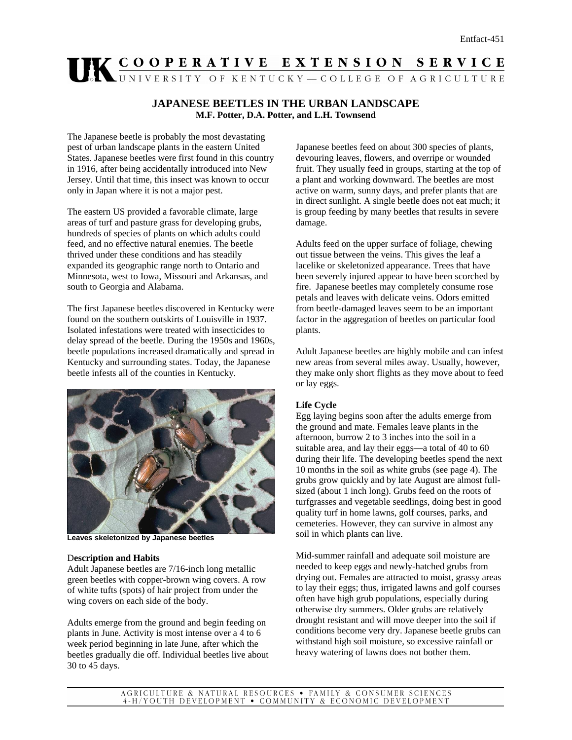# JAPANESE BEETLES IN THE URBAN LANDSCAPE

**M.F. Potter, D.A. Potter, and L.H. Townsend**

The Japanese beetle is probably the most devastating pest of urban landscape plants in the eastern United States. Japanese beetles were first found in this country in 1916, after being accidentally introduced into New Jersey. Until that time, this insect was known to occur only in Japan where it is not a major pest.

The eastern US provided a favorable climate, large areas of turf and pasture grass for developing grubs, hundreds of species of plants on which adults could feed, and no effective natural enemies. The beetle thrived under these conditions and has steadily expanded its geographic range north to Ontario and Minnesota, west to Iowa, Missouri and Arkansas, and south to Georgia and Alabama.

The first Japanese beetles discovered in Kentucky were found on the southern outskirts of Louisville in 1937. Isolated infestations were treated with insecticides to delay spread of the beetle. During the 1950s and 1960s, beetle populations increased dramatically and spread in Kentucky and surrounding states. Today, the Japanese beetle infests all of the counties in Kentucky.

**Leaves skeletonized by Japanese beetles**

## Description and Habits

Adult Japanese beetles are 7/16-inch long metallic green beetles with copper-brown wing covers. A row of white tufts (spots) of hair project from under the wing covers on each side of the body.

Adults emerge from the ground and begin feeding on plants in June. Activity is most intense over a 4 to 6 week period beginning in late June, after which the beetles gradually die off. Individual beetles live about 30 to 45 days.

Japanese beetles feed on about 300 species of plants, devouring leaves, flowers, and overripe or wounded fruit. They usually feed in groups, starting at the top of a plant and working downward. The beetles are most active on warm, sunny days, and prefer plants that are in direct sunlight. A single beetle does not eat much; it is group feeding by many beetles that results in severe damage.

Adults feed on the upper surface of foliage, chewing out tissue between the veins. This gives the leaf a lacelike or skeletonized appearance. Trees that have been severely injured appear to have been scorched by fire. Japanese beetles may completely consume rose petals and leaves with delicate veins. Odors emitted from beetle-damaged leaves seem to be an important factor in the aggregation of beetles on particular food plants.

Adult Japanese beetles are highly mobile and can infest new areas from several miles away. Usually, however, they make only short flights as they move about to feed or lay eggs.

## Life Cycle

Egg laying begins soon after the adults emerge from the ground and mate. Females leave plants in the afternoon, burrow 2 to 3 inches into the soil in a suitable area, and lay their eggs—a total of 40 to 60 during their life. The developing beetles spend the next 10 months in the soil as white grubs (see page 4). The grubs grow quickly and by late August are almost full-sized (about 1 inch long). Grubs feed on the roots of turfgrasses and vegetable seedlings, doing best in good quality turf in home lawns, golf courses, parks, and cemeteries. However, they can survive in almost any soil in which plants can live.

Mid-summer rainfall and adequate soil moisture are needed to keep eggs and newly-hatched grubs from drying out. Females are attracted to moist, grassy areas to lay their eggs; thus, irrigated lawns and golf courses often have high grub populations, especially during otherwise dry summers. Older grubs are relatively drought resistant and will move deeper into the soil if conditions become very dry. Japanese beetle grubs can withstand high soil moisture, so excessive rainfall or heavy watering of lawns does not bother them.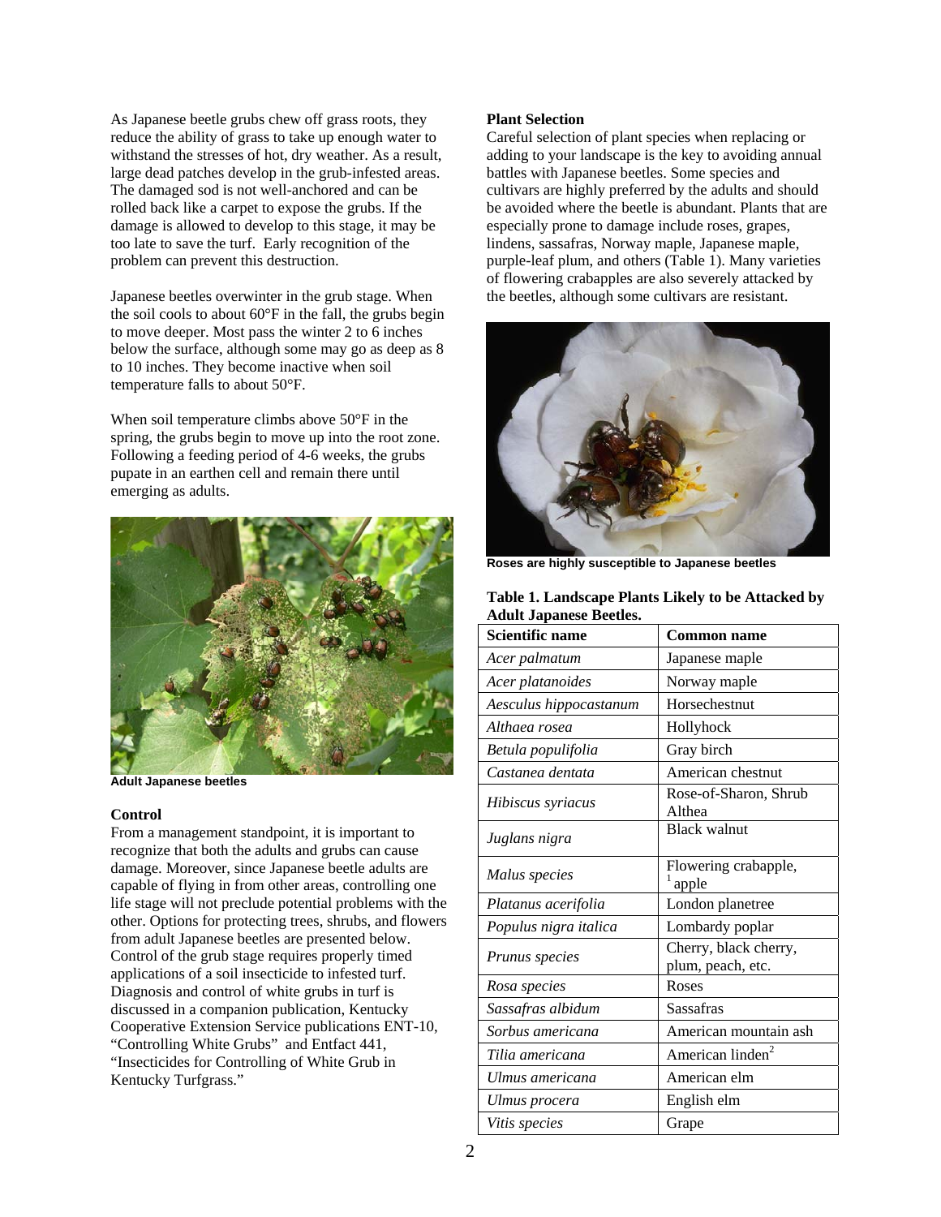As Japanese beetle grubs chew off grass roots, they reduce the ability of grass to take up enough water to withstand the stresses of hot, dry weather. As a result, large dead patches develop in the grub-infested areas. The damaged sod is not well-anchored and can be rolled back like a carpet to expose the grubs. If the damage is allowed to develop to this stage, it may be too late to save the turf. Early recognition of the problem can prevent this destruction.

Japanese beetles overwinter in the grub stage. When the soil cools to about 60°F in the fall, the grubs begin to move deeper. Most pass the winter 2 to 6 inches below the surface, although some may go as deep as 8 to 10 inches. They become inactive when soil temperature falls to about 50°F.

When soil temperature climbs above 50°F in the spring, the grubs begin to move up into the root zone. Following a feeding period of 4-6 weeks, the grubs pupate in an earthen cell and remain there until emerging as adults.

**Adult Japanese beetles**

### Control

From a management standpoint, it is important to recognize that both the adults and grubs can cause damage. Moreover, since Japanese beetle adults are capable of flying in from other areas, controlling one life stage will not preclude potential problems with the other. Options for protecting trees, shrubs, and flowers from adult Japanese beetles are presented below. Control of the grub stage requires properly timed applications of a soil insecticide to infested turf. Diagnosis and control of white grubs in turf is discussed in a companion publication, Kentucky Cooperative Extension Service publications ENT-10, "Controlling White Grubs" and Entfact 441, "Insecticides for Controlling of White Grub in Kentucky Turfgrass."

### Plant Selection

Careful selection of plant species when replacing or adding to your landscape is the key to avoiding annual battles with Japanese beetles. Some species and cultivars are highly preferred by the adults and should be avoided where the beetle is abundant. Plants that are especially prone to damage include roses, grapes, lindens, sassafras, Norway maple, Japanese maple, purple-leaf plum, and others (Table 1). Many varieties of flowering crabapples are also severely attacked by the beetles, although some cultivars are resistant.

**Roses are highly susceptible to Japanese beetles**

**Table 1. Landscape Plants Likely to be Attacked by Adult Japanese Beetles.**

| Scientific name | Common name |
| --- | --- |
| *Acer palmatum* | Japanese maple |
| *Acer platanoides* | Norway maple |
| *Aesculus hippocastanum* | Horsechestnut |
| *Althaea rosea* | Hollyhock |
| *Betula populifolia* | Gray birch |
| *Castanea dentata* | American chestnut |
| *Hibiscus syriacus* | Rose-of-Sharon, Shrub Althea |
| *Juglans nigra* | Black walnut |
| *Malus species* | Flowering crabapple, [1] apple |
| *Platanus acerifolia* | London planetree |
| *Populus nigra italica* | Lombardy poplar |
| *Prunus species* | Cherry, black cherry, plum, peach, etc. |
| *Rosa species* | Roses |
| *Sassafras albidum* | Sassafras |
| *Sorbus americana* | American mountain ash |
| *Tilia americana* | American linden[2] |
| *Ulmus americana* | American elm |
| *Ulmus procera* | English elm |
| *Vitis species* | Grape |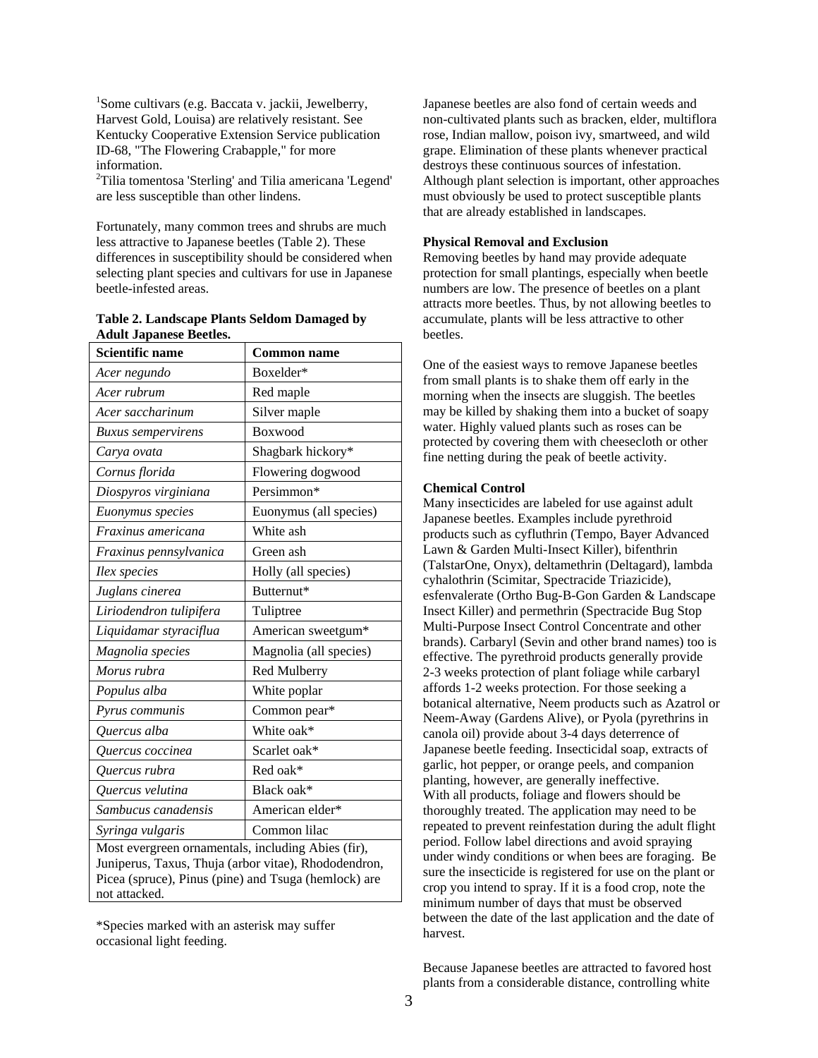[1]Some cultivars (e.g. Baccata v. jackii, Jewelberry, Harvest Gold, Louisa) are relatively resistant. See Kentucky Cooperative Extension Service publication ID-68, "The Flowering Crabapple," for more information.
[2]Tilia tomentosa 'Sterling' and Tilia americana 'Legend' are less susceptible than other lindens.

Fortunately, many common trees and shrubs are much less attractive to Japanese beetles (Table 2). These differences in susceptibility should be considered when selecting plant species and cultivars for use in Japanese beetle-infested areas.

**Table 2. Landscape Plants Seldom Damaged by Adult Japanese Beetles.**

| Scientific name | Common name |
|---|---|
| *Acer negundo* | Boxelder* |
| *Acer rubrum* | Red maple |
| *Acer saccharinum* | Silver maple |
| *Buxus sempervirens* | Boxwood |
| *Carya ovata* | Shagbark hickory* |
| *Cornus florida* | Flowering dogwood |
| *Diospyros virginiana* | Persimmon* |
| *Euonymus species* | Euonymus (all species) |
| *Fraxinus americana* | White ash |
| *Fraxinus pennsylvanica* | Green ash |
| *Ilex species* | Holly (all species) |
| *Juglans cinerea* | Butternut* |
| *Liriodendron tulipifera* | Tuliptree |
| *Liquidamar styraciflua* | American sweetgum* |
| *Magnolia species* | Magnolia (all species) |
| *Morus rubra* | Red Mulberry |
| *Populus alba* | White poplar |
| *Pyrus communis* | Common pear* |
| *Quercus alba* | White oak* |
| *Quercus coccinea* | Scarlet oak* |
| *Quercus rubra* | Red oak* |
| *Quercus velutina* | Black oak* |
| *Sambucus canadensis* | American elder* |
| *Syringa vulgaris* | Common lilac |
| Most evergreen ornamentals, including Abies (fir), Juniperus, Taxus, Thuja (arbor vitae), Rhododendron, Picea (spruce), Pinus (pine) and Tsuga (hemlock) are not attacked. | |

*Species marked with an asterisk may suffer occasional light feeding.

Japanese beetles are also fond of certain weeds and non-cultivated plants such as bracken, elder, multiflora rose, Indian mallow, poison ivy, smartweed, and wild grape. Elimination of these plants whenever practical destroys these continuous sources of infestation. Although plant selection is important, other approaches must obviously be used to protect susceptible plants that are already established in landscapes.

**Physical Removal and Exclusion**

Removing beetles by hand may provide adequate protection for small plantings, especially when beetle numbers are low. The presence of beetles on a plant attracts more beetles. Thus, by not allowing beetles to accumulate, plants will be less attractive to other beetles.

One of the easiest ways to remove Japanese beetles from small plants is to shake them off early in the morning when the insects are sluggish. The beetles may be killed by shaking them into a bucket of soapy water. Highly valued plants such as roses can be protected by covering them with cheesecloth or other fine netting during the peak of beetle activity.

**Chemical Control**

Many insecticides are labeled for use against adult Japanese beetles. Examples include pyrethroid products such as cyfluthrin (Tempo, Bayer Advanced Lawn & Garden Multi-Insect Killer), bifenthrin (TalstarOne, Onyx), deltamethrin (Deltagard), lambda cyhalothrin (Scimitar, Spectracide Triazicide), esfenvalerate (Ortho Bug-B-Gon Garden & Landscape Insect Killer) and permethrin (Spectracide Bug Stop Multi-Purpose Insect Control Concentrate and other brands). Carbaryl (Sevin and other brand names) too is effective. The pyrethroid products generally provide 2-3 weeks protection of plant foliage while carbaryl affords 1-2 weeks protection. For those seeking a botanical alternative, Neem products such as Azatrol or Neem-Away (Gardens Alive), or Pyola (pyrethrins in canola oil) provide about 3-4 days deterrence of Japanese beetle feeding. Insecticidal soap, extracts of garlic, hot pepper, or orange peels, and companion planting, however, are generally ineffective.
With all products, foliage and flowers should be thoroughly treated. The application may need to be repeated to prevent reinfestation during the adult flight period. Follow label directions and avoid spraying under windy conditions or when bees are foraging. Be sure the insecticide is registered for use on the plant or crop you intend to spray. If it is a food crop, note the minimum number of days that must be observed between the date of the last application and the date of harvest.

Because Japanese beetles are attracted to favored host plants from a considerable distance, controlling white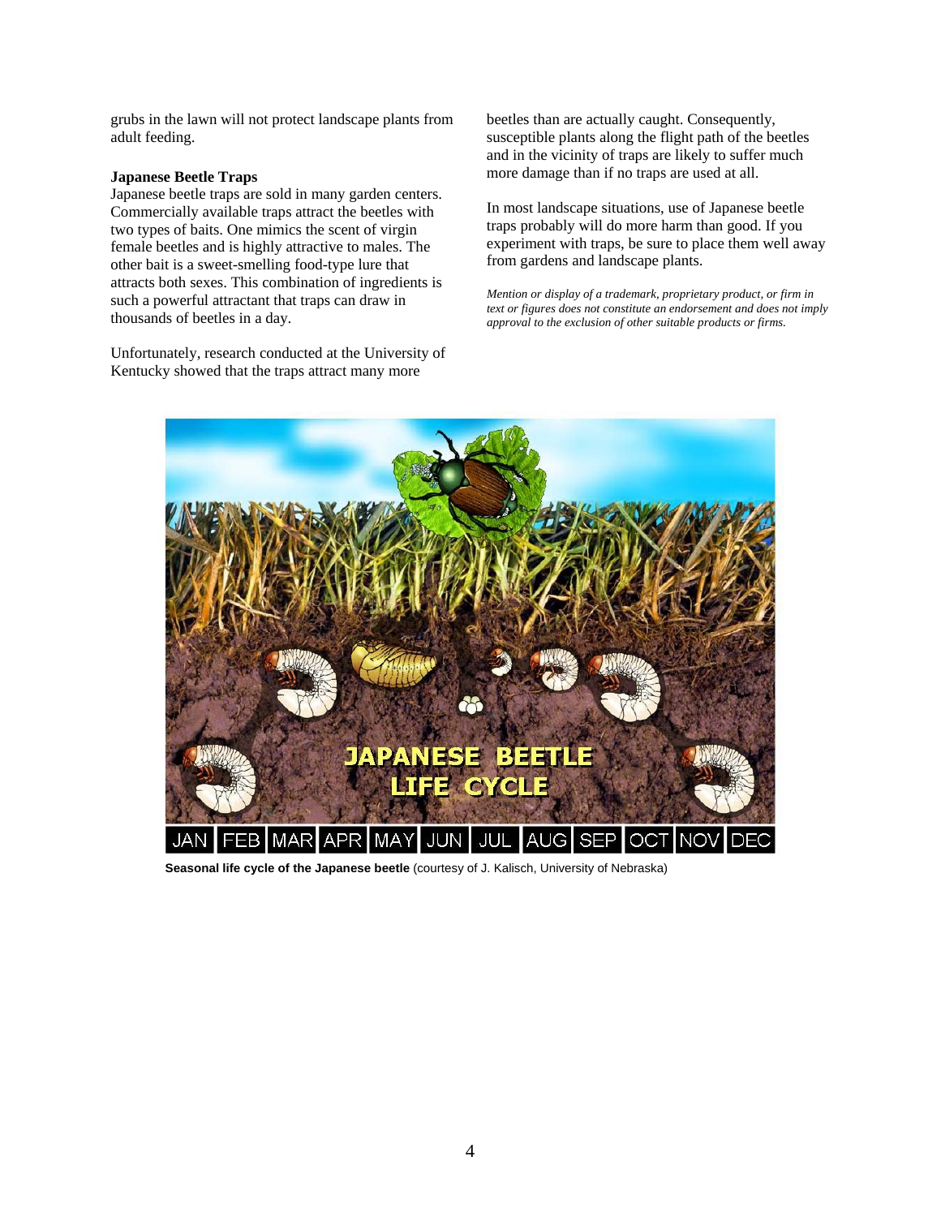grubs in the lawn will not protect landscape plants from adult feeding.

**Japanese Beetle Traps**

Japanese beetle traps are sold in many garden centers. Commercially available traps attract the beetles with two types of baits. One mimics the scent of virgin female beetles and is highly attractive to males. The other bait is a sweet-smelling food-type lure that attracts both sexes. This combination of ingredients is such a powerful attractant that traps can draw in thousands of beetles in a day.

Unfortunately, research conducted at the University of Kentucky showed that the traps attract many more beetles than are actually caught. Consequently, susceptible plants along the flight path of the beetles and in the vicinity of traps are likely to suffer much more damage than if no traps are used at all.

In most landscape situations, use of Japanese beetle traps probably will do more harm than good. If you experiment with traps, be sure to place them well away from gardens and landscape plants.

*Mention or display of a trademark, proprietary product, or firm in text or figures does not constitute an endorsement and does not imply approval to the exclusion of other suitable products or firms.*

JAPANESE BEETLE LIFE CYCLE

JAN FEB MAR APR MAY JUN JUL AUG SEP OCT NOV DEC

**Seasonal life cycle of the Japanese beetle** (courtesy of J. Kalisch, University of Nebraska)